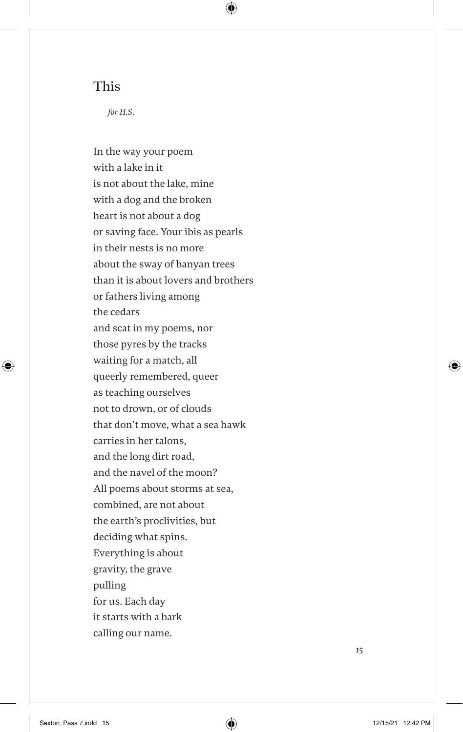# This

*for H.S.*

In the way your poem  
with a lake in it  
is not about the lake, mine  
with a dog and the broken  
heart is not about a dog  
or saving face. Your ibis as pearls  
in their nests is no more  
about the sway of banyan trees  
than it is about lovers and brothers  
or fathers living among  
the cedars  
and scat in my poems, nor  
those pyres by the tracks  
waiting for a match, all  
queerly remembered, queer  
as teaching ourselves  
not to drown, or of clouds  
that don't move, what a sea hawk  
carries in her talons,  
and the long dirt road,  
and the navel of the moon?  
All poems about storms at sea,  
combined, are not about  
the earth's proclivities, but  
deciding what spins.  
Everything is about  
gravity, the grave  
pulling  
for us. Each day  
it starts with a bark  
calling our name.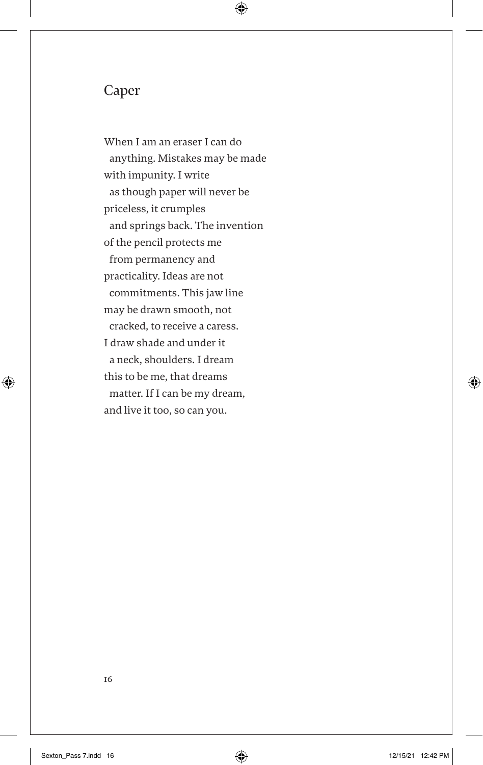# Caper

When I am an eraser I can do
  anything. Mistakes may be made
with impunity. I write
  as though paper will never be
priceless, it crumples
  and springs back. The invention
of the pencil protects me
  from permanency and
practicality. Ideas are not
  commitments. This jaw line
may be drawn smooth, not
  cracked, to receive a caress.
I draw shade and under it
  a neck, shoulders. I dream
this to be me, that dreams
  matter. If I can be my dream,
and live it too, so can you.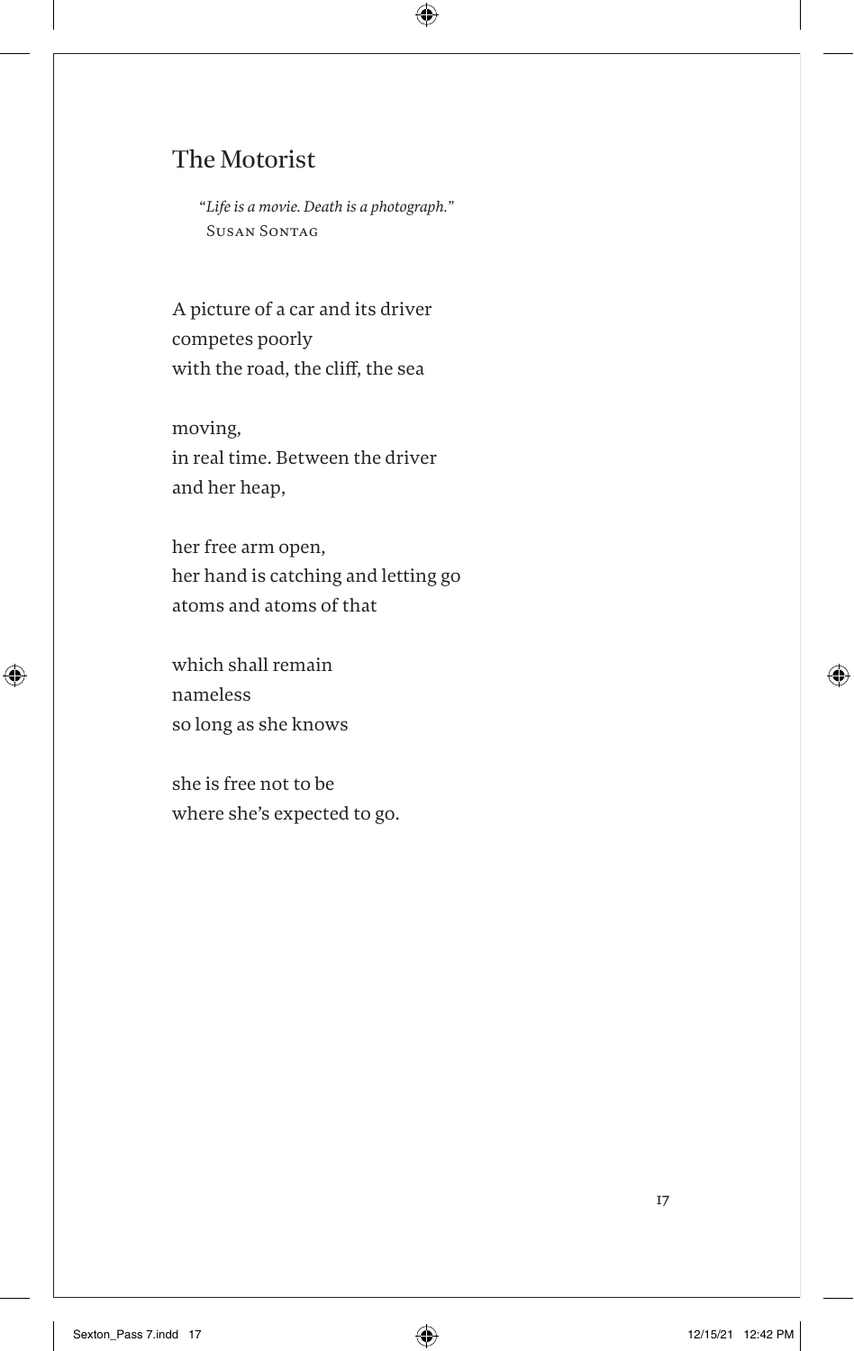## The Motorist

*"Life is a movie. Death is a photograph."*
Susan Sontag

A picture of a car and its driver
competes poorly
with the road, the cliff, the sea

moving,
in real time. Between the driver
and her heap,

her free arm open,
her hand is catching and letting go
atoms and atoms of that

which shall remain
nameless
so long as she knows

she is free not to be
where she's expected to go.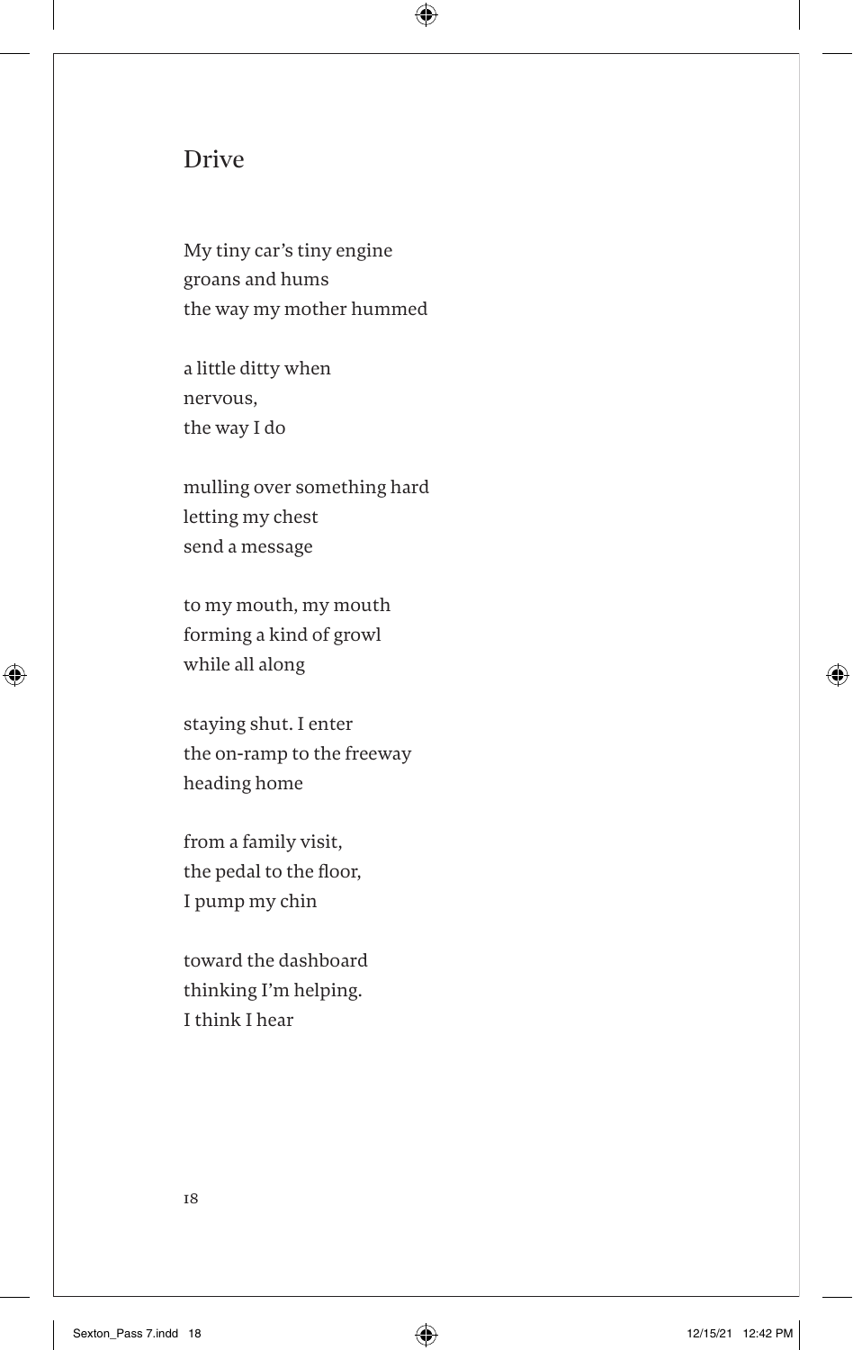## Drive

My tiny car's tiny engine
groans and hums
the way my mother hummed

a little ditty when
nervous,
the way I do

mulling over something hard
letting my chest
send a message

to my mouth, my mouth
forming a kind of growl
while all along

staying shut. I enter
the on-ramp to the freeway
heading home

from a family visit,
the pedal to the floor,
I pump my chin

toward the dashboard
thinking I'm helping.
I think I hear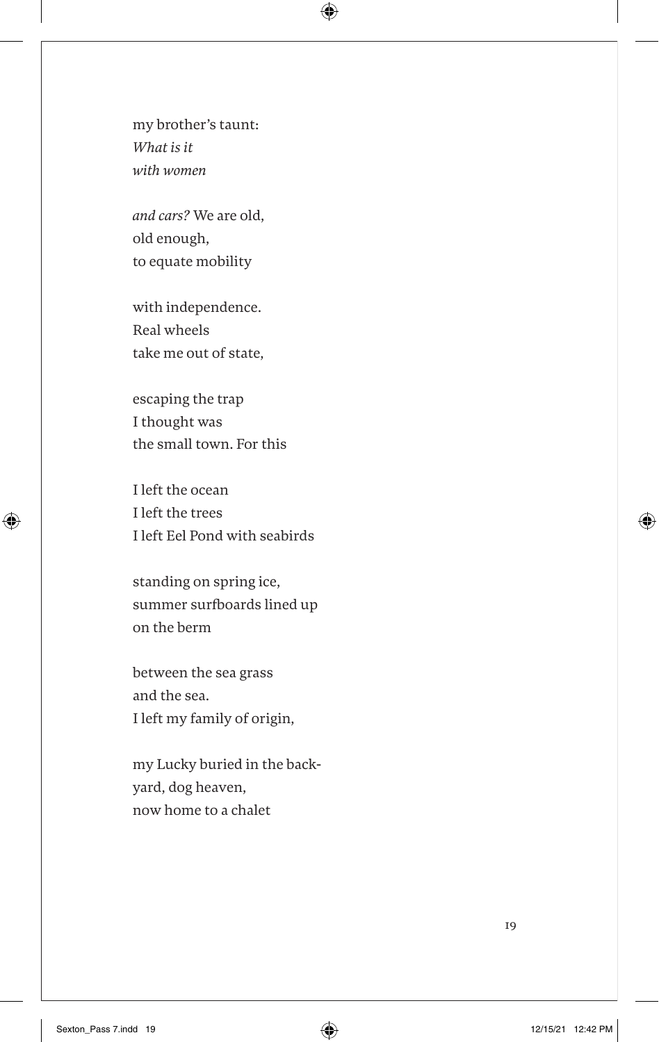my brother's taunt:  
*What is it*  
*with women*

*and cars?* We are old,  
old enough,  
to equate mobility

with independence.  
Real wheels  
take me out of state,

escaping the trap  
I thought was  
the small town. For this

I left the ocean  
I left the trees  
I left Eel Pond with seabirds

standing on spring ice,  
summer surfboards lined up  
on the berm

between the sea grass  
and the sea.  
I left my family of origin,

my Lucky buried in the back-  
yard, dog heaven,  
now home to a chalet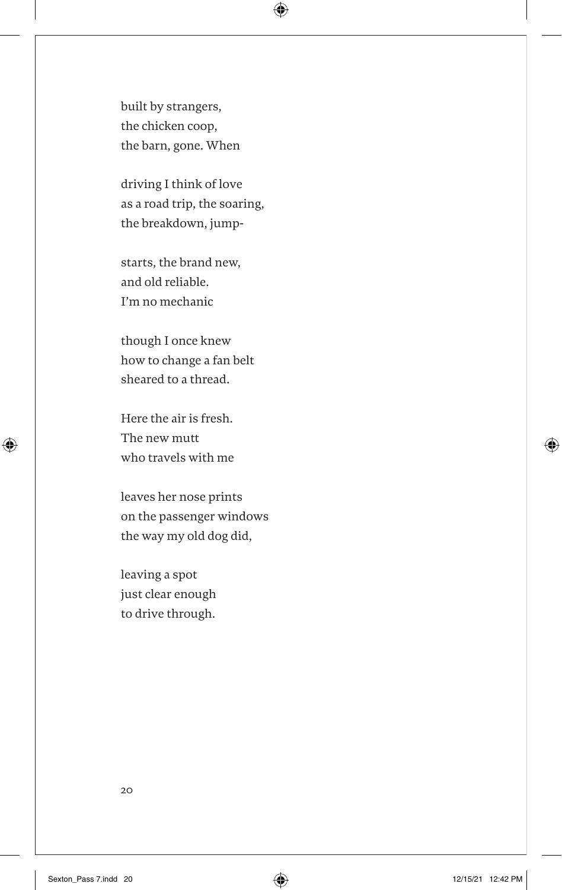built by strangers,
the chicken coop,
the barn, gone. When

driving I think of love
as a road trip, the soaring,
the breakdown, jump-

starts, the brand new,
and old reliable.
I'm no mechanic

though I once knew
how to change a fan belt
sheared to a thread.

Here the air is fresh.
The new mutt
who travels with me

leaves her nose prints
on the passenger windows
the way my old dog did,

leaving a spot
just clear enough
to drive through.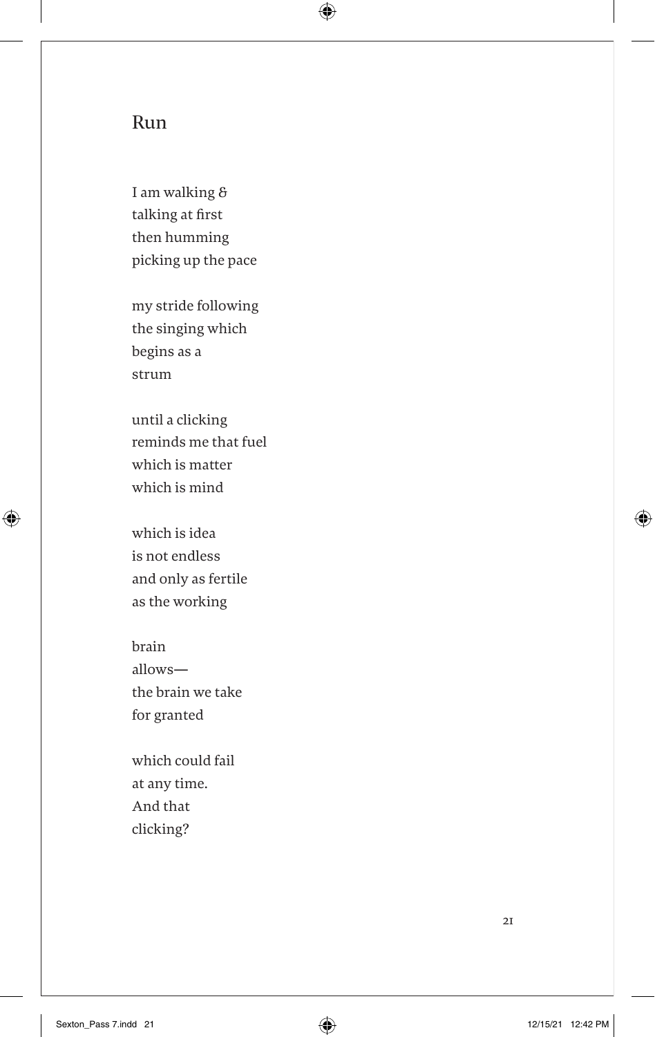# Run

I am walking &
talking at first
then humming
picking up the pace

my stride following
the singing which
begins as a
strum

until a clicking
reminds me that fuel
which is matter
which is mind

which is idea
is not endless
and only as fertile
as the working

brain
allows—
the brain we take
for granted

which could fail
at any time.
And that
clicking?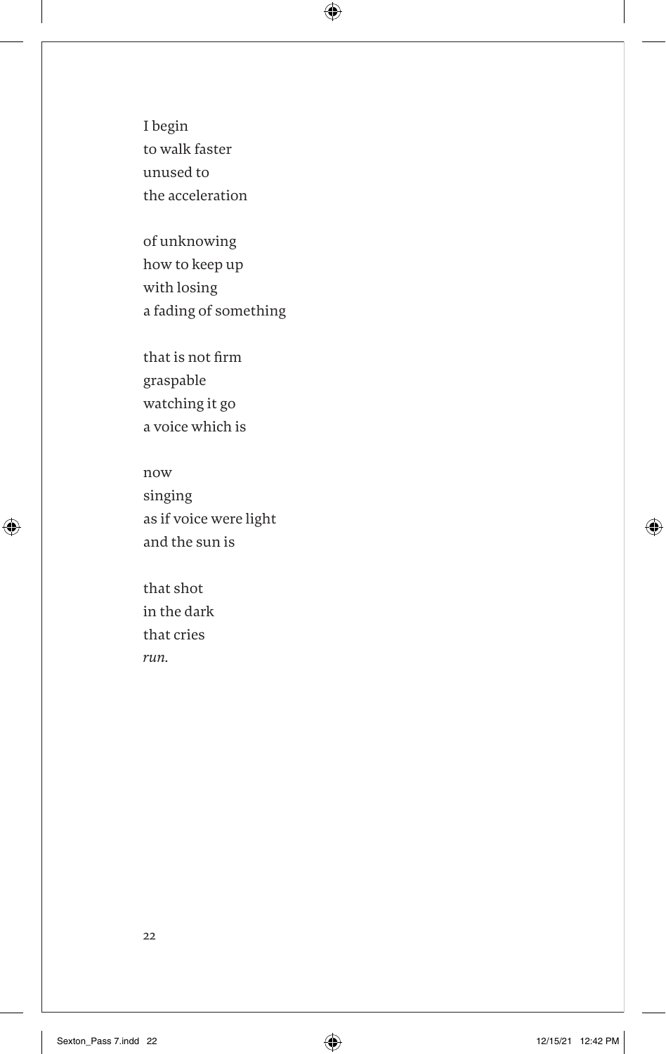I begin
to walk faster
unused to
the acceleration

of unknowing
how to keep up
with losing
a fading of something

that is not firm
graspable
watching it go
a voice which is

now
singing
as if voice were light
and the sun is

that shot
in the dark
that cries
*run.*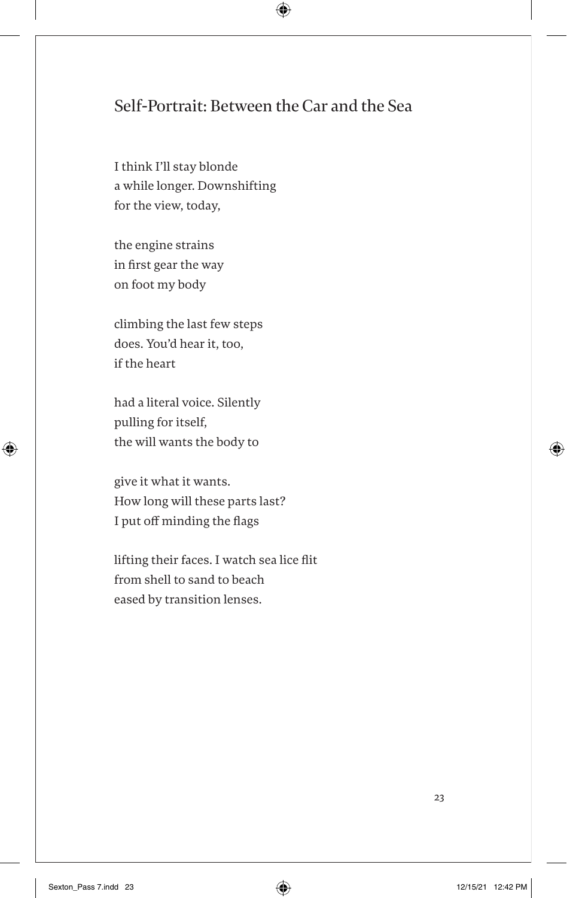## Self-Portrait: Between the Car and the Sea

I think I'll stay blonde
a while longer. Downshifting
for the view, today,

the engine strains
in first gear the way
on foot my body

climbing the last few steps
does. You'd hear it, too,
if the heart

had a literal voice. Silently
pulling for itself,
the will wants the body to

give it what it wants.
How long will these parts last?
I put off minding the flags

lifting their faces. I watch sea lice flit
from shell to sand to beach
eased by transition lenses.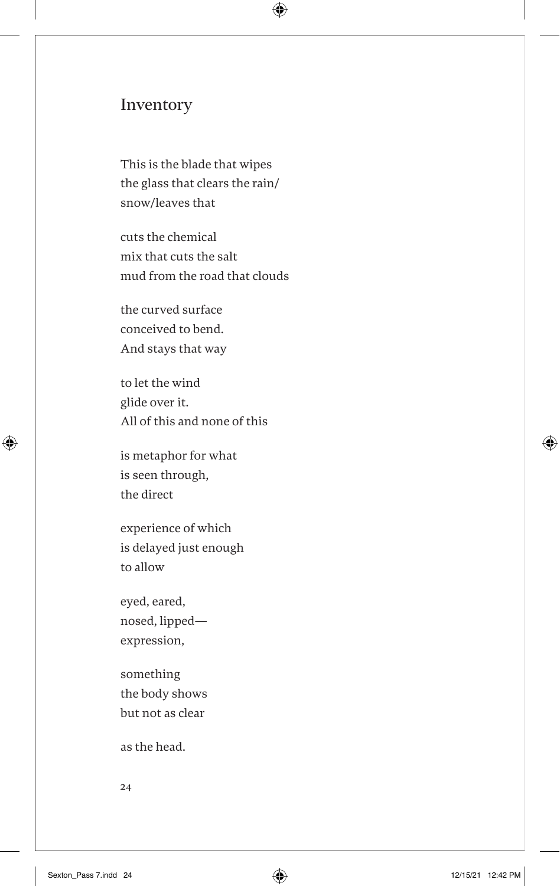# Inventory

This is the blade that wipes  
the glass that clears the rain/  
snow/leaves that

cuts the chemical  
mix that cuts the salt  
mud from the road that clouds

the curved surface  
conceived to bend.  
And stays that way

to let the wind  
glide over it.  
All of this and none of this

is metaphor for what  
is seen through,  
the direct

experience of which  
is delayed just enough  
to allow

eyed, eared,  
nosed, lipped—  
expression,

something  
the body shows  
but not as clear

as the head.